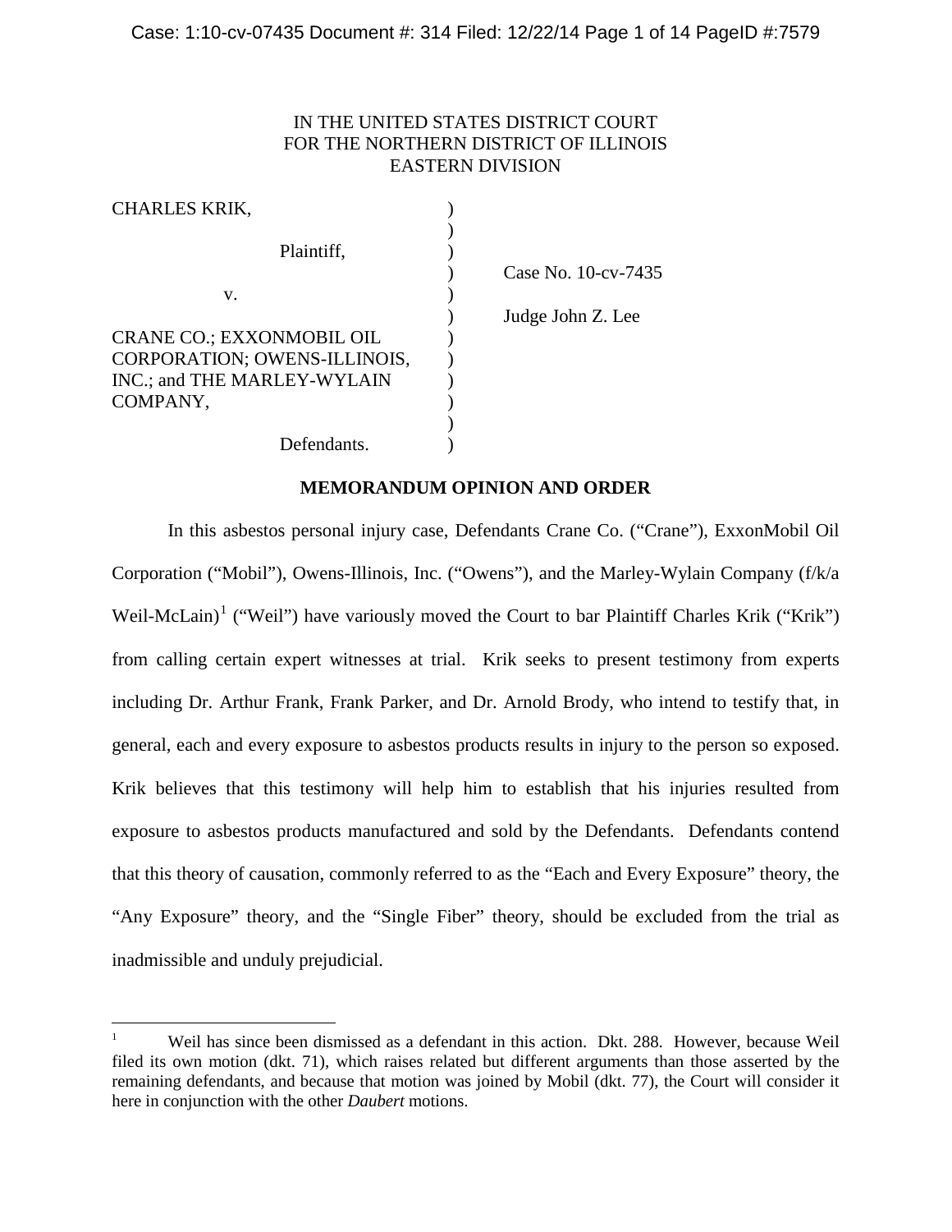IN THE UNITED STATES DISTRICT COURT
FOR THE NORTHERN DISTRICT OF ILLINOIS
EASTERN DIVISION

| | | |
|---|---|---|
| CHARLES KRIK, | ) | |
| | ) | |
| Plaintiff, | ) | |
| | ) | Case No. 10-cv-7435 |
| v. | ) | |
| | ) | Judge John Z. Lee |
| CRANE CO.; EXXONMOBIL OIL CORPORATION; OWENS-ILLINOIS, INC.; and THE MARLEY-WYLAIN COMPANY, | ) | |
| | ) | |
| Defendants. | ) | |

**MEMORANDUM OPINION AND ORDER**

In this asbestos personal injury case, Defendants Crane Co. ("Crane"), ExxonMobil Oil Corporation ("Mobil"), Owens-Illinois, Inc. ("Owens"), and the Marley-Wylain Company (f/k/a Weil-McLain)[1] ("Weil") have variously moved the Court to bar Plaintiff Charles Krik ("Krik") from calling certain expert witnesses at trial. Krik seeks to present testimony from experts including Dr. Arthur Frank, Frank Parker, and Dr. Arnold Brody, who intend to testify that, in general, each and every exposure to asbestos products results in injury to the person so exposed. Krik believes that this testimony will help him to establish that his injuries resulted from exposure to asbestos products manufactured and sold by the Defendants. Defendants contend that this theory of causation, commonly referred to as the "Each and Every Exposure" theory, the "Any Exposure" theory, and the "Single Fiber" theory, should be excluded from the trial as inadmissible and unduly prejudicial.

---

[1] Weil has since been dismissed as a defendant in this action. Dkt. 288. However, because Weil filed its own motion (dkt. 71), which raises related but different arguments than those asserted by the remaining defendants, and because that motion was joined by Mobil (dkt. 77), the Court will consider it here in conjunction with the other *Daubert* motions.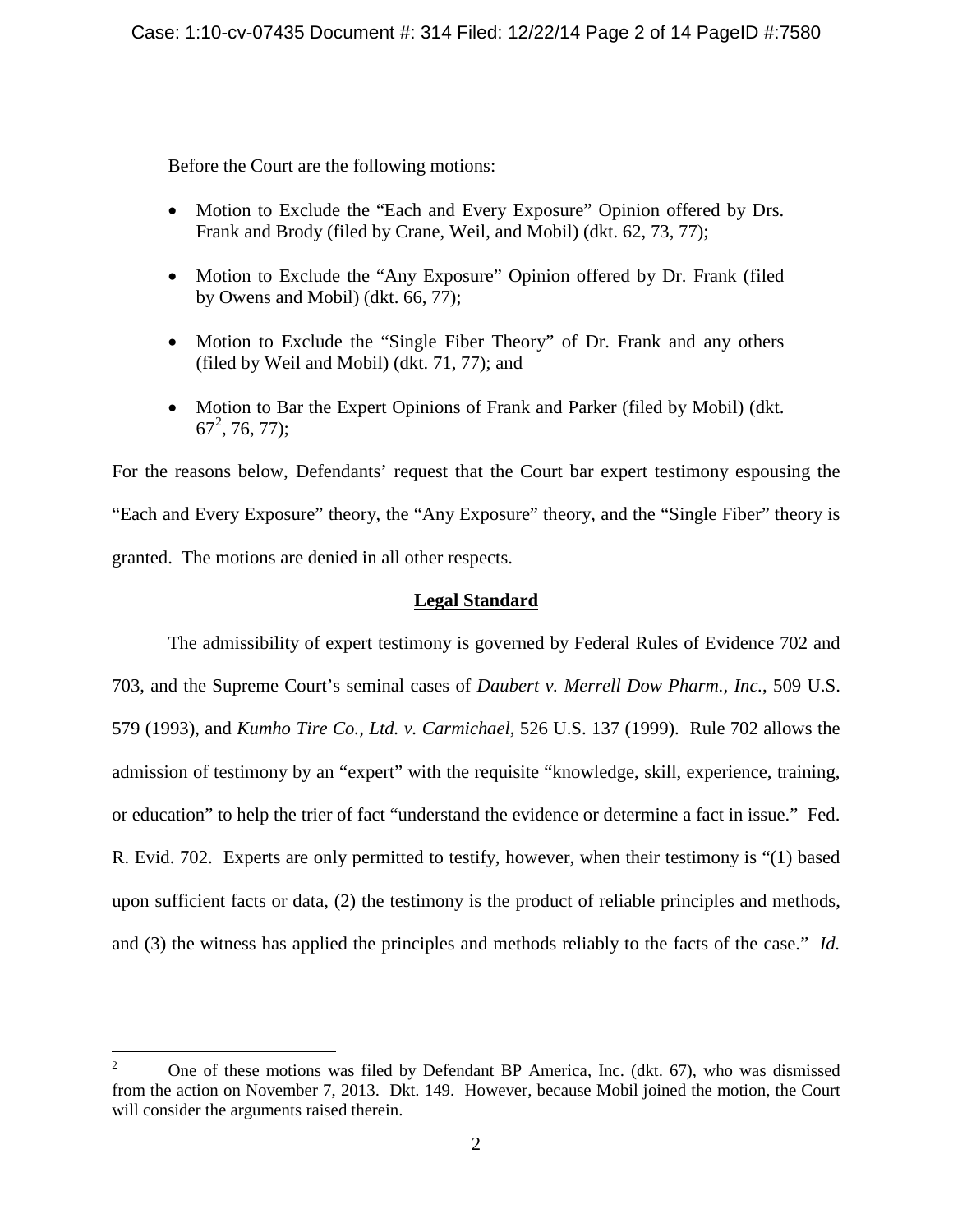Before the Court are the following motions:

- Motion to Exclude the "Each and Every Exposure" Opinion offered by Drs. Frank and Brody (filed by Crane, Weil, and Mobil) (dkt. 62, 73, 77);
- Motion to Exclude the "Any Exposure" Opinion offered by Dr. Frank (filed by Owens and Mobil) (dkt. 66, 77);
- Motion to Exclude the "Single Fiber Theory" of Dr. Frank and any others (filed by Weil and Mobil) (dkt. 71, 77); and
- Motion to Bar the Expert Opinions of Frank and Parker (filed by Mobil) (dkt. 67[2], 76, 77);

For the reasons below, Defendants' request that the Court bar expert testimony espousing the "Each and Every Exposure" theory, the "Any Exposure" theory, and the "Single Fiber" theory is granted. The motions are denied in all other respects.

## Legal Standard

The admissibility of expert testimony is governed by Federal Rules of Evidence 702 and 703, and the Supreme Court's seminal cases of *Daubert v. Merrell Dow Pharm., Inc.*, 509 U.S. 579 (1993), and *Kumho Tire Co., Ltd. v. Carmichael*, 526 U.S. 137 (1999). Rule 702 allows the admission of testimony by an "expert" with the requisite "knowledge, skill, experience, training, or education" to help the trier of fact "understand the evidence or determine a fact in issue." Fed. R. Evid. 702. Experts are only permitted to testify, however, when their testimony is "(1) based upon sufficient facts or data, (2) the testimony is the product of reliable principles and methods, and (3) the witness has applied the principles and methods reliably to the facts of the case." *Id.*

---

[2] One of these motions was filed by Defendant BP America, Inc. (dkt. 67), who was dismissed from the action on November 7, 2013. Dkt. 149. However, because Mobil joined the motion, the Court will consider the arguments raised therein.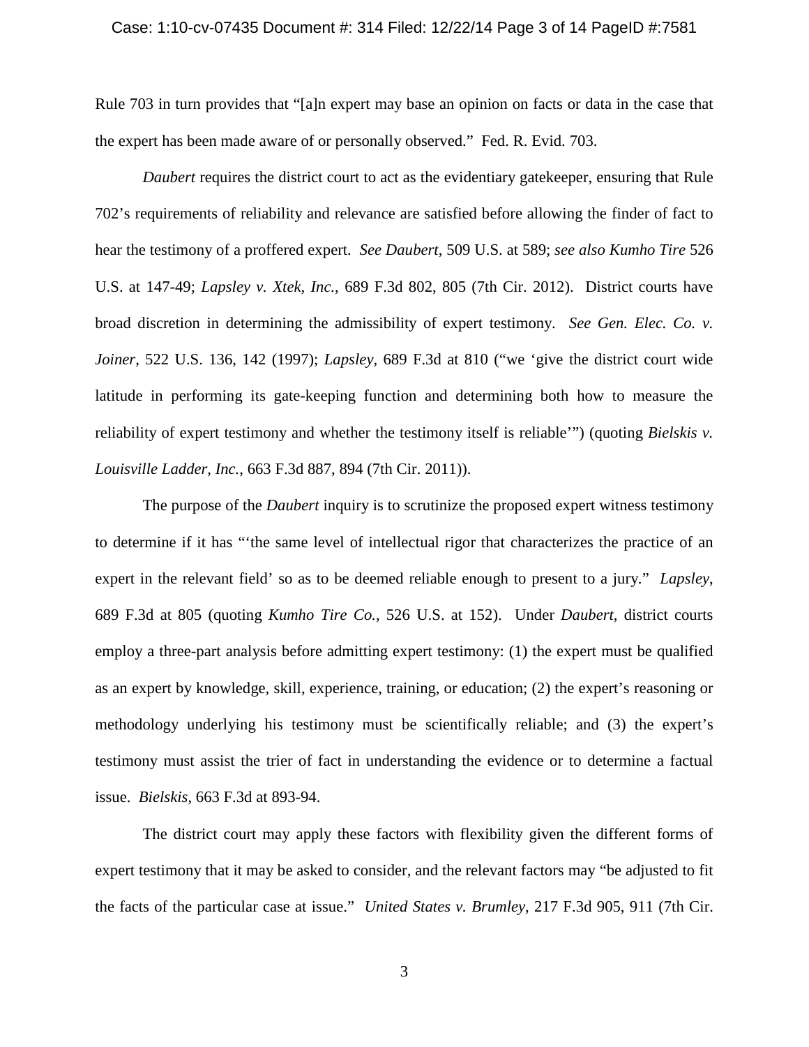Rule 703 in turn provides that "[a]n expert may base an opinion on facts or data in the case that the expert has been made aware of or personally observed." Fed. R. Evid. 703.

*Daubert* requires the district court to act as the evidentiary gatekeeper, ensuring that Rule 702's requirements of reliability and relevance are satisfied before allowing the finder of fact to hear the testimony of a proffered expert. *See Daubert*, 509 U.S. at 589; *see also Kumho Tire* 526 U.S. at 147-49; *Lapsley v. Xtek, Inc.*, 689 F.3d 802, 805 (7th Cir. 2012). District courts have broad discretion in determining the admissibility of expert testimony. *See Gen. Elec. Co. v. Joiner*, 522 U.S. 136, 142 (1997); *Lapsley*, 689 F.3d at 810 ("we 'give the district court wide latitude in performing its gate-keeping function and determining both how to measure the reliability of expert testimony and whether the testimony itself is reliable'") (quoting *Bielskis v. Louisville Ladder, Inc.*, 663 F.3d 887, 894 (7th Cir. 2011)).

The purpose of the *Daubert* inquiry is to scrutinize the proposed expert witness testimony to determine if it has "'the same level of intellectual rigor that characterizes the practice of an expert in the relevant field' so as to be deemed reliable enough to present to a jury." *Lapsley*, 689 F.3d at 805 (quoting *Kumho Tire Co.*, 526 U.S. at 152). Under *Daubert*, district courts employ a three-part analysis before admitting expert testimony: (1) the expert must be qualified as an expert by knowledge, skill, experience, training, or education; (2) the expert's reasoning or methodology underlying his testimony must be scientifically reliable; and (3) the expert's testimony must assist the trier of fact in understanding the evidence or to determine a factual issue. *Bielskis*, 663 F.3d at 893-94.

The district court may apply these factors with flexibility given the different forms of expert testimony that it may be asked to consider, and the relevant factors may "be adjusted to fit the facts of the particular case at issue." *United States v. Brumley*, 217 F.3d 905, 911 (7th Cir.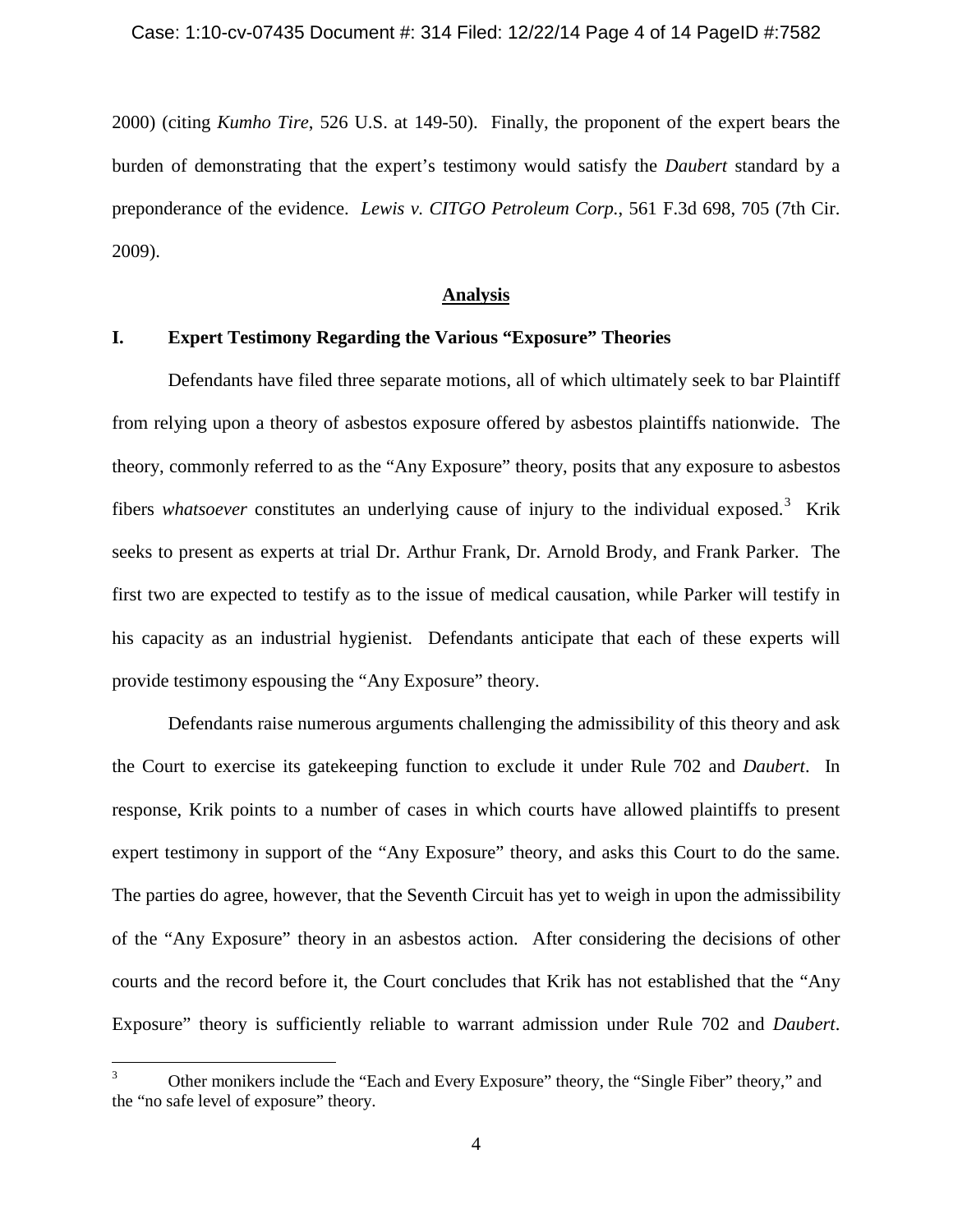2000) (citing *Kumho Tire*, 526 U.S. at 149-50). Finally, the proponent of the expert bears the burden of demonstrating that the expert's testimony would satisfy the *Daubert* standard by a preponderance of the evidence. *Lewis v. CITGO Petroleum Corp.*, 561 F.3d 698, 705 (7th Cir. 2009).

## Analysis

### I. Expert Testimony Regarding the Various "Exposure" Theories

Defendants have filed three separate motions, all of which ultimately seek to bar Plaintiff from relying upon a theory of asbestos exposure offered by asbestos plaintiffs nationwide. The theory, commonly referred to as the "Any Exposure" theory, posits that any exposure to asbestos fibers *whatsoever* constitutes an underlying cause of injury to the individual exposed.[3] Krik seeks to present as experts at trial Dr. Arthur Frank, Dr. Arnold Brody, and Frank Parker. The first two are expected to testify as to the issue of medical causation, while Parker will testify in his capacity as an industrial hygienist. Defendants anticipate that each of these experts will provide testimony espousing the "Any Exposure" theory.

Defendants raise numerous arguments challenging the admissibility of this theory and ask the Court to exercise its gatekeeping function to exclude it under Rule 702 and *Daubert*. In response, Krik points to a number of cases in which courts have allowed plaintiffs to present expert testimony in support of the "Any Exposure" theory, and asks this Court to do the same. The parties do agree, however, that the Seventh Circuit has yet to weigh in upon the admissibility of the "Any Exposure" theory in an asbestos action. After considering the decisions of other courts and the record before it, the Court concludes that Krik has not established that the "Any Exposure" theory is sufficiently reliable to warrant admission under Rule 702 and *Daubert*.

[3] Other monikers include the "Each and Every Exposure" theory, the "Single Fiber" theory," and the "no safe level of exposure" theory.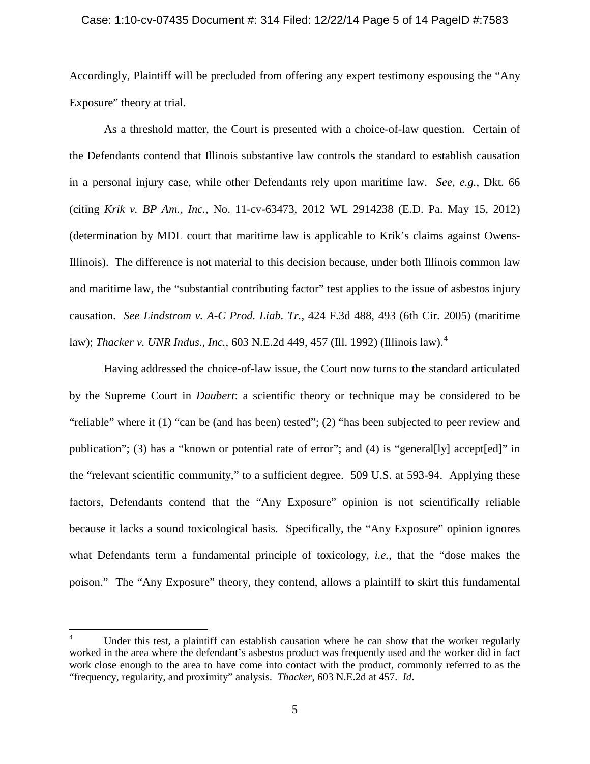Accordingly, Plaintiff will be precluded from offering any expert testimony espousing the "Any Exposure" theory at trial.

As a threshold matter, the Court is presented with a choice-of-law question. Certain of the Defendants contend that Illinois substantive law controls the standard to establish causation in a personal injury case, while other Defendants rely upon maritime law. *See, e.g.*, Dkt. 66 (citing *Krik v. BP Am., Inc.*, No. 11-cv-63473, 2012 WL 2914238 (E.D. Pa. May 15, 2012) (determination by MDL court that maritime law is applicable to Krik's claims against Owens-Illinois). The difference is not material to this decision because, under both Illinois common law and maritime law, the "substantial contributing factor" test applies to the issue of asbestos injury causation. *See Lindstrom v. A-C Prod. Liab. Tr.*, 424 F.3d 488, 493 (6th Cir. 2005) (maritime law); *Thacker v. UNR Indus., Inc.*, 603 N.E.2d 449, 457 (Ill. 1992) (Illinois law).[4]

Having addressed the choice-of-law issue, the Court now turns to the standard articulated by the Supreme Court in *Daubert*: a scientific theory or technique may be considered to be "reliable" where it (1) "can be (and has been) tested"; (2) "has been subjected to peer review and publication"; (3) has a "known or potential rate of error"; and (4) is "general[ly] accept[ed]" in the "relevant scientific community," to a sufficient degree. 509 U.S. at 593-94. Applying these factors, Defendants contend that the "Any Exposure" opinion is not scientifically reliable because it lacks a sound toxicological basis. Specifically, the "Any Exposure" opinion ignores what Defendants term a fundamental principle of toxicology, *i.e.*, that the "dose makes the poison." The "Any Exposure" theory, they contend, allows a plaintiff to skirt this fundamental

---

[4] Under this test, a plaintiff can establish causation where he can show that the worker regularly worked in the area where the defendant's asbestos product was frequently used and the worker did in fact work close enough to the area to have come into contact with the product, commonly referred to as the "frequency, regularity, and proximity" analysis. *Thacker*, 603 N.E.2d at 457. *Id*.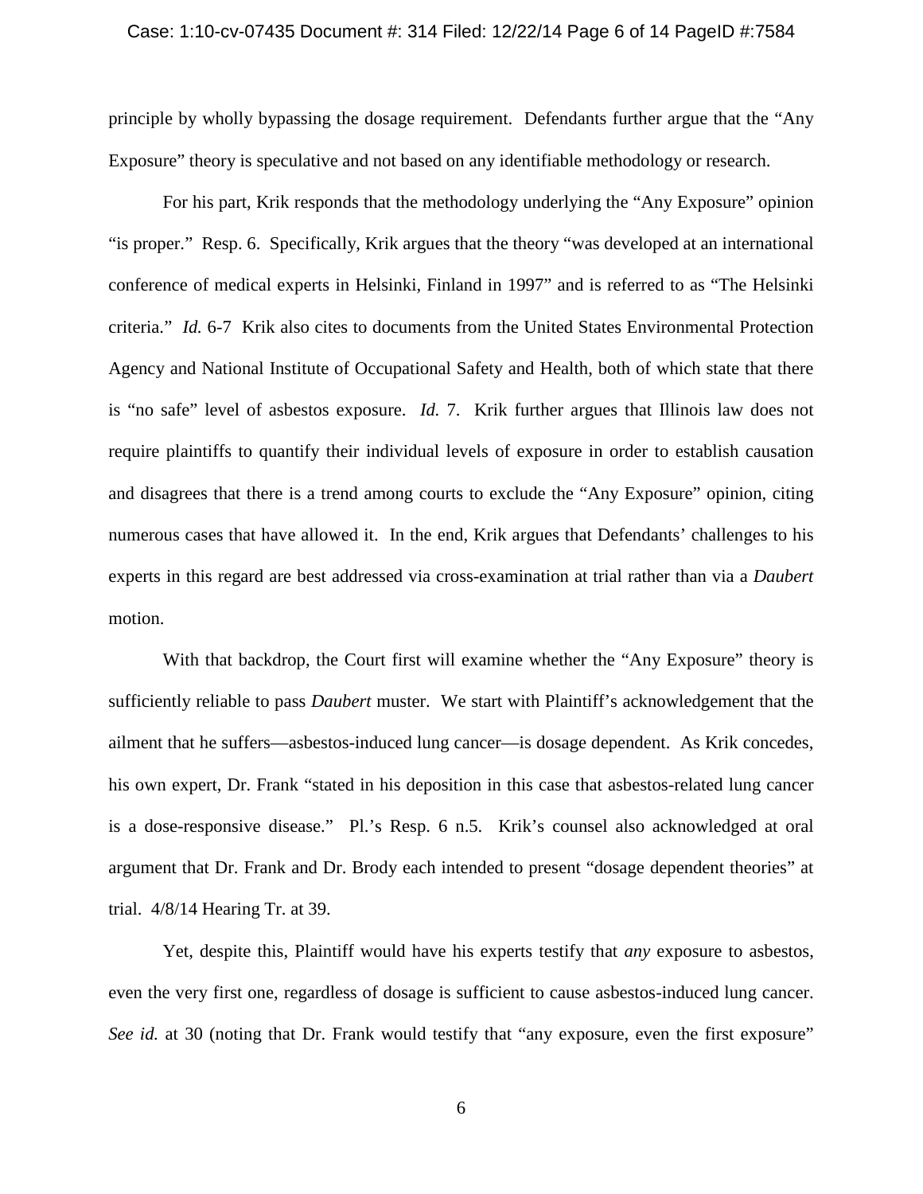principle by wholly bypassing the dosage requirement. Defendants further argue that the "Any Exposure" theory is speculative and not based on any identifiable methodology or research.

For his part, Krik responds that the methodology underlying the "Any Exposure" opinion "is proper." Resp. 6. Specifically, Krik argues that the theory "was developed at an international conference of medical experts in Helsinki, Finland in 1997" and is referred to as "The Helsinki criteria." *Id.* 6-7 Krik also cites to documents from the United States Environmental Protection Agency and National Institute of Occupational Safety and Health, both of which state that there is "no safe" level of asbestos exposure. *Id.* 7. Krik further argues that Illinois law does not require plaintiffs to quantify their individual levels of exposure in order to establish causation and disagrees that there is a trend among courts to exclude the "Any Exposure" opinion, citing numerous cases that have allowed it. In the end, Krik argues that Defendants' challenges to his experts in this regard are best addressed via cross-examination at trial rather than via a *Daubert* motion.

With that backdrop, the Court first will examine whether the "Any Exposure" theory is sufficiently reliable to pass *Daubert* muster. We start with Plaintiff's acknowledgement that the ailment that he suffers—asbestos-induced lung cancer—is dosage dependent. As Krik concedes, his own expert, Dr. Frank "stated in his deposition in this case that asbestos-related lung cancer is a dose-responsive disease." Pl.'s Resp. 6 n.5. Krik's counsel also acknowledged at oral argument that Dr. Frank and Dr. Brody each intended to present "dosage dependent theories" at trial. 4/8/14 Hearing Tr. at 39.

Yet, despite this, Plaintiff would have his experts testify that *any* exposure to asbestos, even the very first one, regardless of dosage is sufficient to cause asbestos-induced lung cancer. *See id.* at 30 (noting that Dr. Frank would testify that "any exposure, even the first exposure"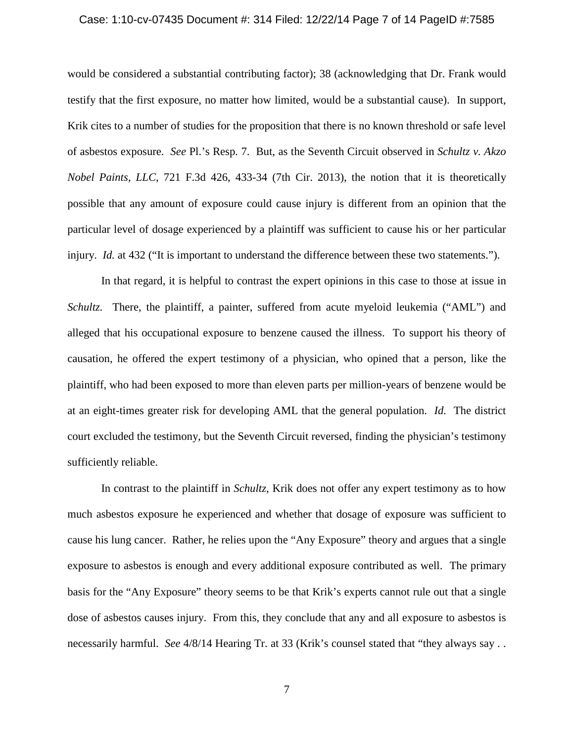would be considered a substantial contributing factor); 38 (acknowledging that Dr. Frank would testify that the first exposure, no matter how limited, would be a substantial cause). In support, Krik cites to a number of studies for the proposition that there is no known threshold or safe level of asbestos exposure. *See* Pl.'s Resp. 7. But, as the Seventh Circuit observed in *Schultz v. Akzo Nobel Paints, LLC*, 721 F.3d 426, 433-34 (7th Cir. 2013), the notion that it is theoretically possible that any amount of exposure could cause injury is different from an opinion that the particular level of dosage experienced by a plaintiff was sufficient to cause his or her particular injury. *Id.* at 432 ("It is important to understand the difference between these two statements.").

In that regard, it is helpful to contrast the expert opinions in this case to those at issue in *Schultz.* There, the plaintiff, a painter, suffered from acute myeloid leukemia ("AML") and alleged that his occupational exposure to benzene caused the illness. To support his theory of causation, he offered the expert testimony of a physician, who opined that a person, like the plaintiff, who had been exposed to more than eleven parts per million-years of benzene would be at an eight-times greater risk for developing AML that the general population. *Id.* The district court excluded the testimony, but the Seventh Circuit reversed, finding the physician's testimony sufficiently reliable.

In contrast to the plaintiff in *Schultz*, Krik does not offer any expert testimony as to how much asbestos exposure he experienced and whether that dosage of exposure was sufficient to cause his lung cancer. Rather, he relies upon the "Any Exposure" theory and argues that a single exposure to asbestos is enough and every additional exposure contributed as well. The primary basis for the "Any Exposure" theory seems to be that Krik's experts cannot rule out that a single dose of asbestos causes injury. From this, they conclude that any and all exposure to asbestos is necessarily harmful. *See* 4/8/14 Hearing Tr. at 33 (Krik's counsel stated that "they always say . .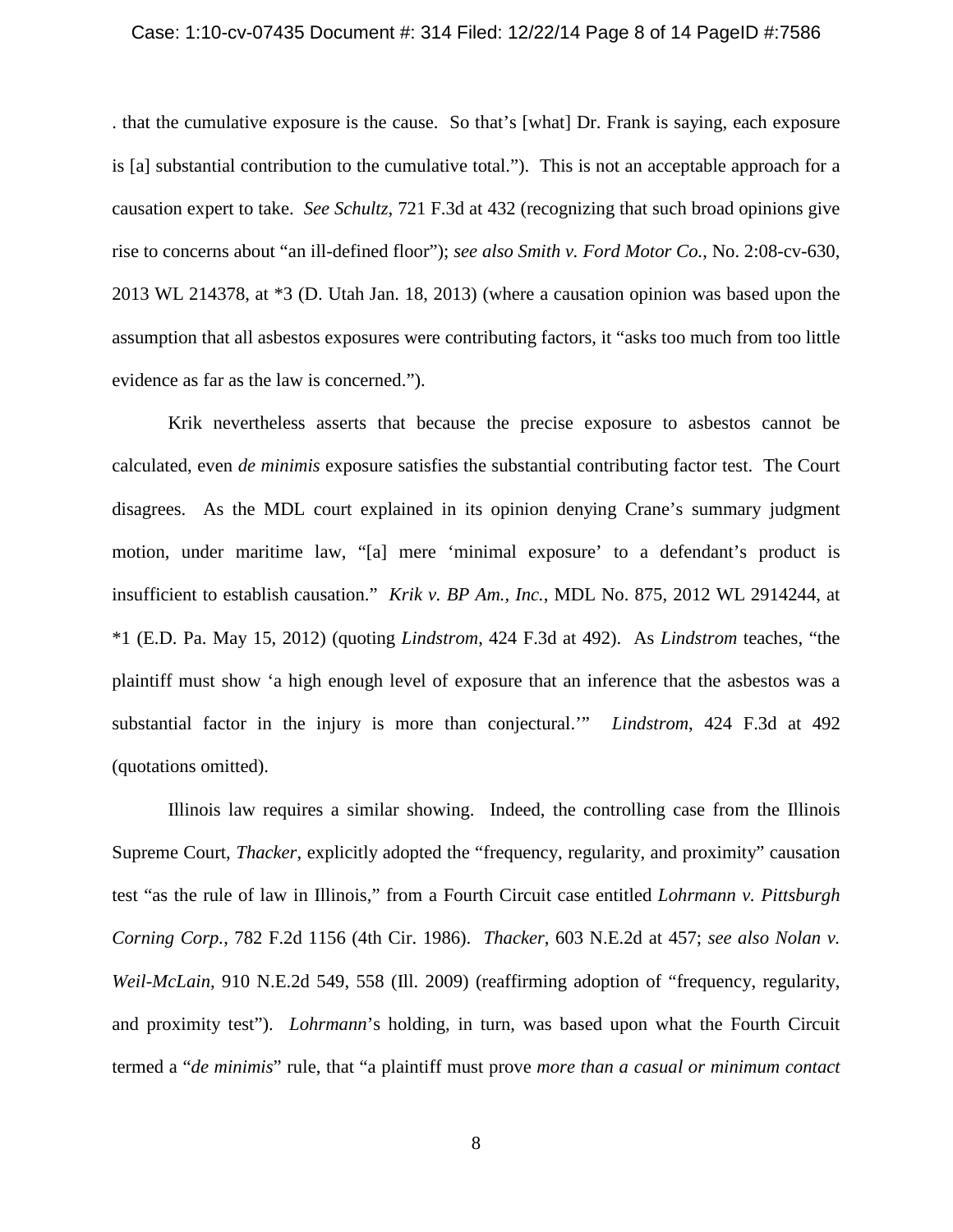. that the cumulative exposure is the cause. So that's [what] Dr. Frank is saying, each exposure is [a] substantial contribution to the cumulative total."). This is not an acceptable approach for a causation expert to take. *See Schultz*, 721 F.3d at 432 (recognizing that such broad opinions give rise to concerns about "an ill-defined floor"); *see also Smith v. Ford Motor Co.*, No. 2:08-cv-630, 2013 WL 214378, at *3 (D. Utah Jan. 18, 2013) (where a causation opinion was based upon the assumption that all asbestos exposures were contributing factors, it "asks too much from too little evidence as far as the law is concerned.").

Krik nevertheless asserts that because the precise exposure to asbestos cannot be calculated, even *de minimis* exposure satisfies the substantial contributing factor test. The Court disagrees. As the MDL court explained in its opinion denying Crane's summary judgment motion, under maritime law, "[a] mere 'minimal exposure' to a defendant's product is insufficient to establish causation." *Krik v. BP Am., Inc.*, MDL No. 875, 2012 WL 2914244, at *1 (E.D. Pa. May 15, 2012) (quoting *Lindstrom*, 424 F.3d at 492). As *Lindstrom* teaches, "the plaintiff must show 'a high enough level of exposure that an inference that the asbestos was a substantial factor in the injury is more than conjectural.'" *Lindstrom*, 424 F.3d at 492 (quotations omitted).

Illinois law requires a similar showing. Indeed, the controlling case from the Illinois Supreme Court, *Thacker*, explicitly adopted the "frequency, regularity, and proximity" causation test "as the rule of law in Illinois," from a Fourth Circuit case entitled *Lohrmann v. Pittsburgh Corning Corp.*, 782 F.2d 1156 (4th Cir. 1986). *Thacker*, 603 N.E.2d at 457; *see also Nolan v. Weil-McLain*, 910 N.E.2d 549, 558 (Ill. 2009) (reaffirming adoption of "frequency, regularity, and proximity test"). *Lohrmann*'s holding, in turn, was based upon what the Fourth Circuit termed a "*de minimis*" rule, that "a plaintiff must prove *more than a casual or minimum contact*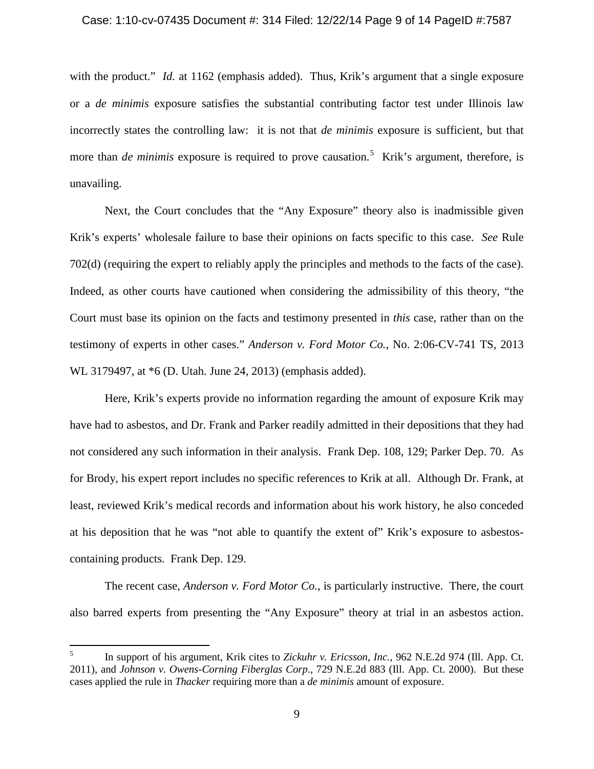with the product." *Id.* at 1162 (emphasis added). Thus, Krik's argument that a single exposure or a *de minimis* exposure satisfies the substantial contributing factor test under Illinois law incorrectly states the controlling law: it is not that *de minimis* exposure is sufficient, but that more than *de minimis* exposure is required to prove causation.[5] Krik's argument, therefore, is unavailing.

Next, the Court concludes that the "Any Exposure" theory also is inadmissible given Krik's experts' wholesale failure to base their opinions on facts specific to this case. *See* Rule 702(d) (requiring the expert to reliably apply the principles and methods to the facts of the case). Indeed, as other courts have cautioned when considering the admissibility of this theory, "the Court must base its opinion on the facts and testimony presented in *this* case, rather than on the testimony of experts in other cases." *Anderson v. Ford Motor Co.*, No. 2:06-CV-741 TS, 2013 WL 3179497, at *6 (D. Utah. June 24, 2013) (emphasis added).

Here, Krik's experts provide no information regarding the amount of exposure Krik may have had to asbestos, and Dr. Frank and Parker readily admitted in their depositions that they had not considered any such information in their analysis. Frank Dep. 108, 129; Parker Dep. 70. As for Brody, his expert report includes no specific references to Krik at all. Although Dr. Frank, at least, reviewed Krik's medical records and information about his work history, he also conceded at his deposition that he was "not able to quantify the extent of" Krik's exposure to asbestos-containing products. Frank Dep. 129.

The recent case, *Anderson v. Ford Motor Co.*, is particularly instructive. There, the court also barred experts from presenting the "Any Exposure" theory at trial in an asbestos action.

[5] In support of his argument, Krik cites to *Zickuhr v. Ericsson, Inc.*, 962 N.E.2d 974 (Ill. App. Ct. 2011), and *Johnson v. Owens-Corning Fiberglas Corp.*, 729 N.E.2d 883 (Ill. App. Ct. 2000). But these cases applied the rule in *Thacker* requiring more than a *de minimis* amount of exposure.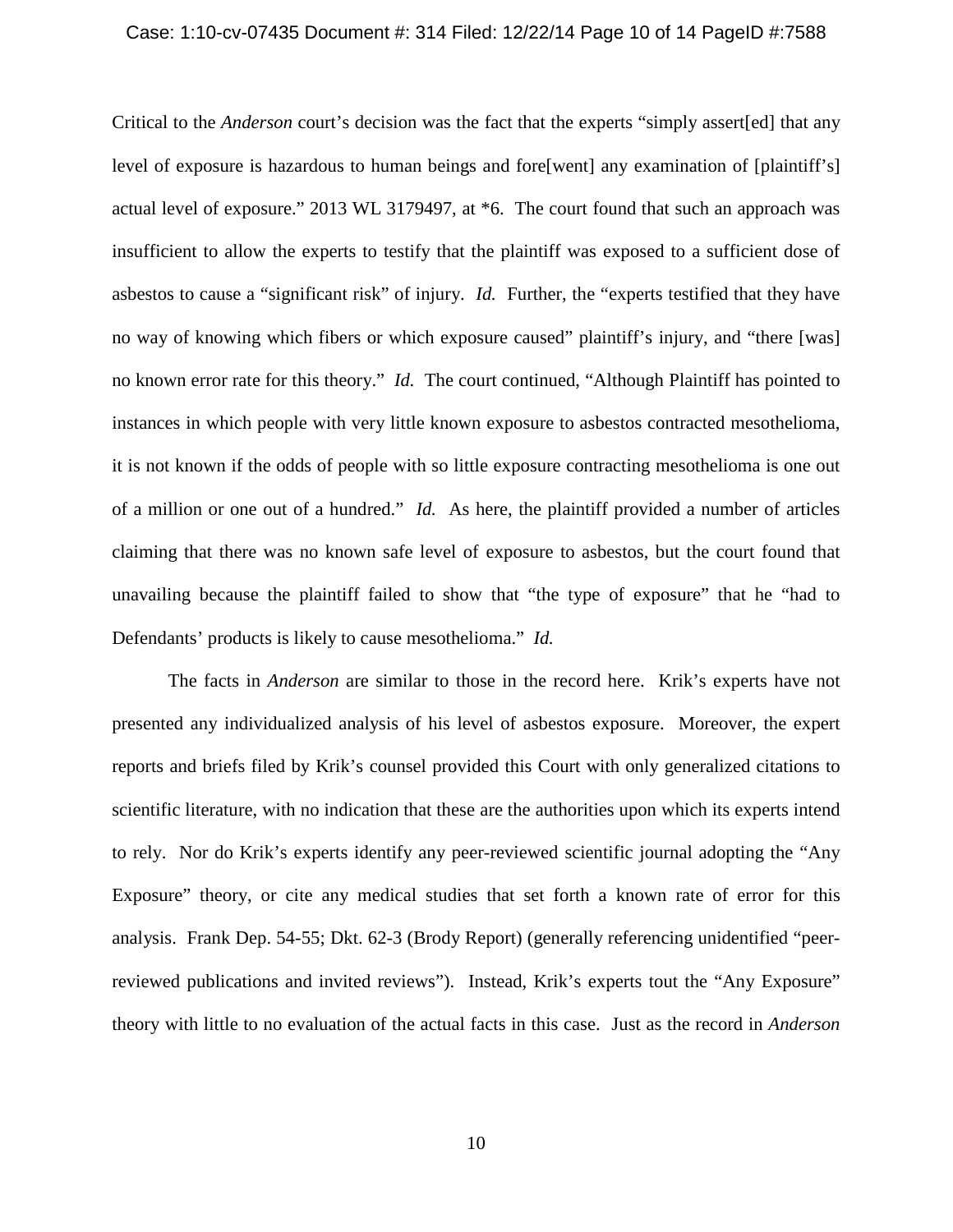Critical to the *Anderson* court's decision was the fact that the experts "simply assert[ed] that any level of exposure is hazardous to human beings and fore[went] any examination of [plaintiff's] actual level of exposure." 2013 WL 3179497, at *6. The court found that such an approach was insufficient to allow the experts to testify that the plaintiff was exposed to a sufficient dose of asbestos to cause a "significant risk" of injury. *Id.* Further, the "experts testified that they have no way of knowing which fibers or which exposure caused" plaintiff's injury, and "there [was] no known error rate for this theory." *Id.* The court continued, "Although Plaintiff has pointed to instances in which people with very little known exposure to asbestos contracted mesothelioma, it is not known if the odds of people with so little exposure contracting mesothelioma is one out of a million or one out of a hundred." *Id.* As here, the plaintiff provided a number of articles claiming that there was no known safe level of exposure to asbestos, but the court found that unavailing because the plaintiff failed to show that "the type of exposure" that he "had to Defendants' products is likely to cause mesothelioma." *Id.*

The facts in *Anderson* are similar to those in the record here. Krik's experts have not presented any individualized analysis of his level of asbestos exposure. Moreover, the expert reports and briefs filed by Krik's counsel provided this Court with only generalized citations to scientific literature, with no indication that these are the authorities upon which its experts intend to rely. Nor do Krik's experts identify any peer-reviewed scientific journal adopting the "Any Exposure" theory, or cite any medical studies that set forth a known rate of error for this analysis. Frank Dep. 54-55; Dkt. 62-3 (Brody Report) (generally referencing unidentified "peer-reviewed publications and invited reviews"). Instead, Krik's experts tout the "Any Exposure" theory with little to no evaluation of the actual facts in this case. Just as the record in *Anderson*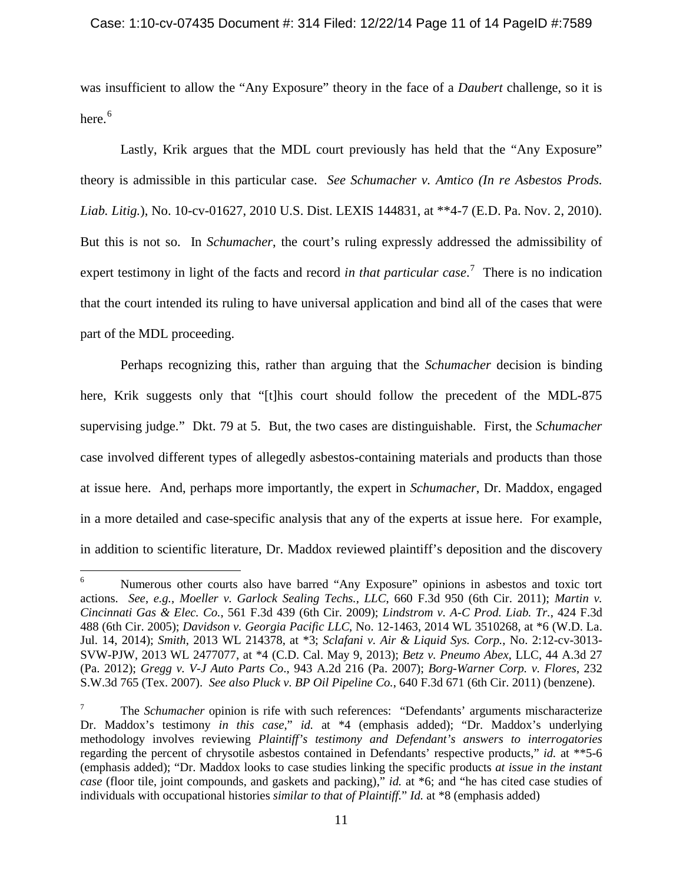was insufficient to allow the "Any Exposure" theory in the face of a *Daubert* challenge, so it is here.[6]

Lastly, Krik argues that the MDL court previously has held that the "Any Exposure" theory is admissible in this particular case. *See Schumacher v. Amtico (In re Asbestos Prods. Liab. Litig.)*, No. 10-cv-01627, 2010 U.S. Dist. LEXIS 144831, at **4-7 (E.D. Pa. Nov. 2, 2010). But this is not so. In *Schumacher*, the court's ruling expressly addressed the admissibility of expert testimony in light of the facts and record *in that particular case*.[7] There is no indication that the court intended its ruling to have universal application and bind all of the cases that were part of the MDL proceeding.

Perhaps recognizing this, rather than arguing that the *Schumacher* decision is binding here, Krik suggests only that "[t]his court should follow the precedent of the MDL-875 supervising judge." Dkt. 79 at 5. But, the two cases are distinguishable. First, the *Schumacher* case involved different types of allegedly asbestos-containing materials and products than those at issue here. And, perhaps more importantly, the expert in *Schumacher*, Dr. Maddox, engaged in a more detailed and case-specific analysis that any of the experts at issue here. For example, in addition to scientific literature, Dr. Maddox reviewed plaintiff's deposition and the discovery

---

[6] Numerous other courts also have barred "Any Exposure" opinions in asbestos and toxic tort actions. *See*, *e.g.*, *Moeller v. Garlock Sealing Techs., LLC*, 660 F.3d 950 (6th Cir. 2011); *Martin v. Cincinnati Gas & Elec. Co.*, 561 F.3d 439 (6th Cir. 2009); *Lindstrom v. A-C Prod. Liab. Tr.*, 424 F.3d 488 (6th Cir. 2005); *Davidson v. Georgia Pacific LLC*, No. 12-1463, 2014 WL 3510268, at *6 (W.D. La. Jul. 14, 2014); *Smith*, 2013 WL 214378, at *3; *Sclafani v. Air & Liquid Sys. Corp.*, No. 2:12-cv-3013-SVW-PJW, 2013 WL 2477077, at *4 (C.D. Cal. May 9, 2013); *Betz v. Pneumo Abex*, LLC, 44 A.3d 27 (Pa. 2012); *Gregg v. V-J Auto Parts Co*., 943 A.2d 216 (Pa. 2007); *Borg-Warner Corp. v. Flores*, 232 S.W.3d 765 (Tex. 2007). *See also Pluck v. BP Oil Pipeline Co.*, 640 F.3d 671 (6th Cir. 2011) (benzene).

[7] The *Schumacher* opinion is rife with such references: "Defendants' arguments mischaracterize Dr. Maddox's testimony *in this case*," *id.* at *4 (emphasis added); "Dr. Maddox's underlying methodology involves reviewing *Plaintiff's testimony and Defendant's answers to interrogatories* regarding the percent of chrysotile asbestos contained in Defendants' respective products," *id.* at **5-6 (emphasis added); "Dr. Maddox looks to case studies linking the specific products *at issue in the instant case* (floor tile, joint compounds, and gaskets and packing)," *id.* at *6; and "he has cited case studies of individuals with occupational histories *similar to that of Plaintiff*." *Id.* at *8 (emphasis added)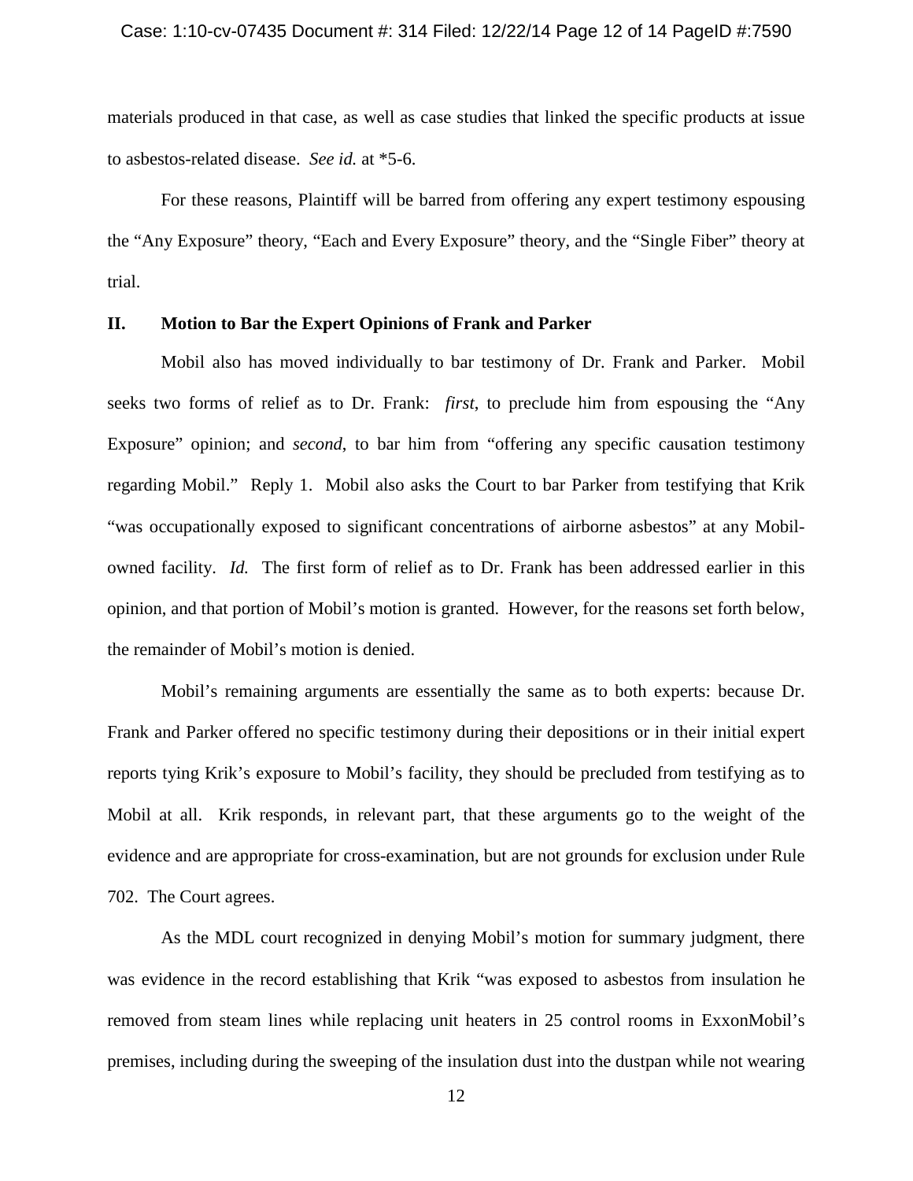materials produced in that case, as well as case studies that linked the specific products at issue to asbestos-related disease. *See id.* at *5-6.

For these reasons, Plaintiff will be barred from offering any expert testimony espousing the "Any Exposure" theory, "Each and Every Exposure" theory, and the "Single Fiber" theory at trial.

## II. Motion to Bar the Expert Opinions of Frank and Parker

Mobil also has moved individually to bar testimony of Dr. Frank and Parker. Mobil seeks two forms of relief as to Dr. Frank: *first*, to preclude him from espousing the "Any Exposure" opinion; and *second*, to bar him from "offering any specific causation testimony regarding Mobil." Reply 1. Mobil also asks the Court to bar Parker from testifying that Krik "was occupationally exposed to significant concentrations of airborne asbestos" at any Mobil-owned facility. *Id.* The first form of relief as to Dr. Frank has been addressed earlier in this opinion, and that portion of Mobil's motion is granted. However, for the reasons set forth below, the remainder of Mobil's motion is denied.

Mobil's remaining arguments are essentially the same as to both experts: because Dr. Frank and Parker offered no specific testimony during their depositions or in their initial expert reports tying Krik's exposure to Mobil's facility, they should be precluded from testifying as to Mobil at all. Krik responds, in relevant part, that these arguments go to the weight of the evidence and are appropriate for cross-examination, but are not grounds for exclusion under Rule 702. The Court agrees.

As the MDL court recognized in denying Mobil's motion for summary judgment, there was evidence in the record establishing that Krik "was exposed to asbestos from insulation he removed from steam lines while replacing unit heaters in 25 control rooms in ExxonMobil's premises, including during the sweeping of the insulation dust into the dustpan while not wearing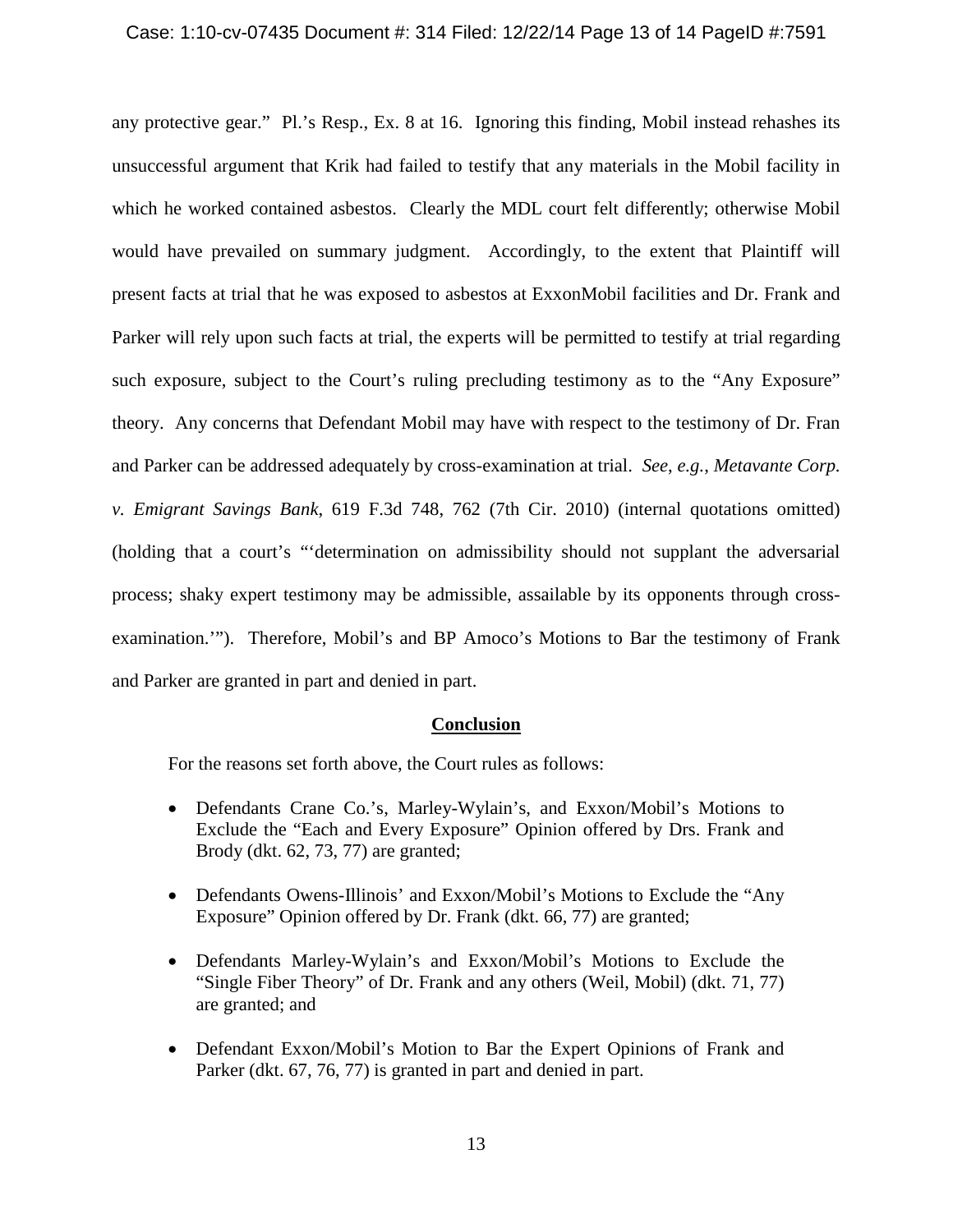any protective gear." Pl.'s Resp., Ex. 8 at 16. Ignoring this finding, Mobil instead rehashes its unsuccessful argument that Krik had failed to testify that any materials in the Mobil facility in which he worked contained asbestos. Clearly the MDL court felt differently; otherwise Mobil would have prevailed on summary judgment. Accordingly, to the extent that Plaintiff will present facts at trial that he was exposed to asbestos at ExxonMobil facilities and Dr. Frank and Parker will rely upon such facts at trial, the experts will be permitted to testify at trial regarding such exposure, subject to the Court's ruling precluding testimony as to the "Any Exposure" theory. Any concerns that Defendant Mobil may have with respect to the testimony of Dr. Fran and Parker can be addressed adequately by cross-examination at trial. *See, e.g.*, *Metavante Corp. v. Emigrant Savings Bank*, 619 F.3d 748, 762 (7th Cir. 2010) (internal quotations omitted) (holding that a court's "'determination on admissibility should not supplant the adversarial process; shaky expert testimony may be admissible, assailable by its opponents through cross-examination.'"). Therefore, Mobil's and BP Amoco's Motions to Bar the testimony of Frank and Parker are granted in part and denied in part.

## Conclusion

For the reasons set forth above, the Court rules as follows:

- Defendants Crane Co.'s, Marley-Wylain's, and Exxon/Mobil's Motions to Exclude the "Each and Every Exposure" Opinion offered by Drs. Frank and Brody (dkt. 62, 73, 77) are granted;
- Defendants Owens-Illinois' and Exxon/Mobil's Motions to Exclude the "Any Exposure" Opinion offered by Dr. Frank (dkt. 66, 77) are granted;
- Defendants Marley-Wylain's and Exxon/Mobil's Motions to Exclude the "Single Fiber Theory" of Dr. Frank and any others (Weil, Mobil) (dkt. 71, 77) are granted; and
- Defendant Exxon/Mobil's Motion to Bar the Expert Opinions of Frank and Parker (dkt. 67, 76, 77) is granted in part and denied in part.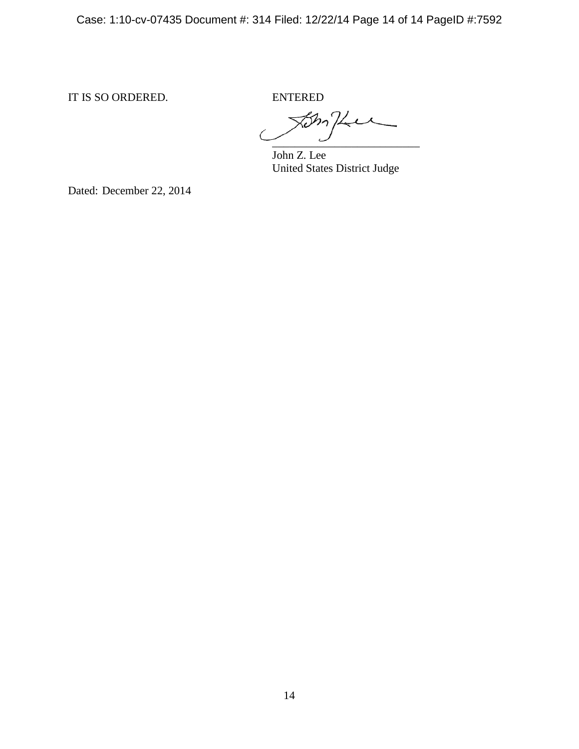IT IS SO ORDERED.

ENTERED

John Z. Lee
United States District Judge

Dated: December 22, 2014